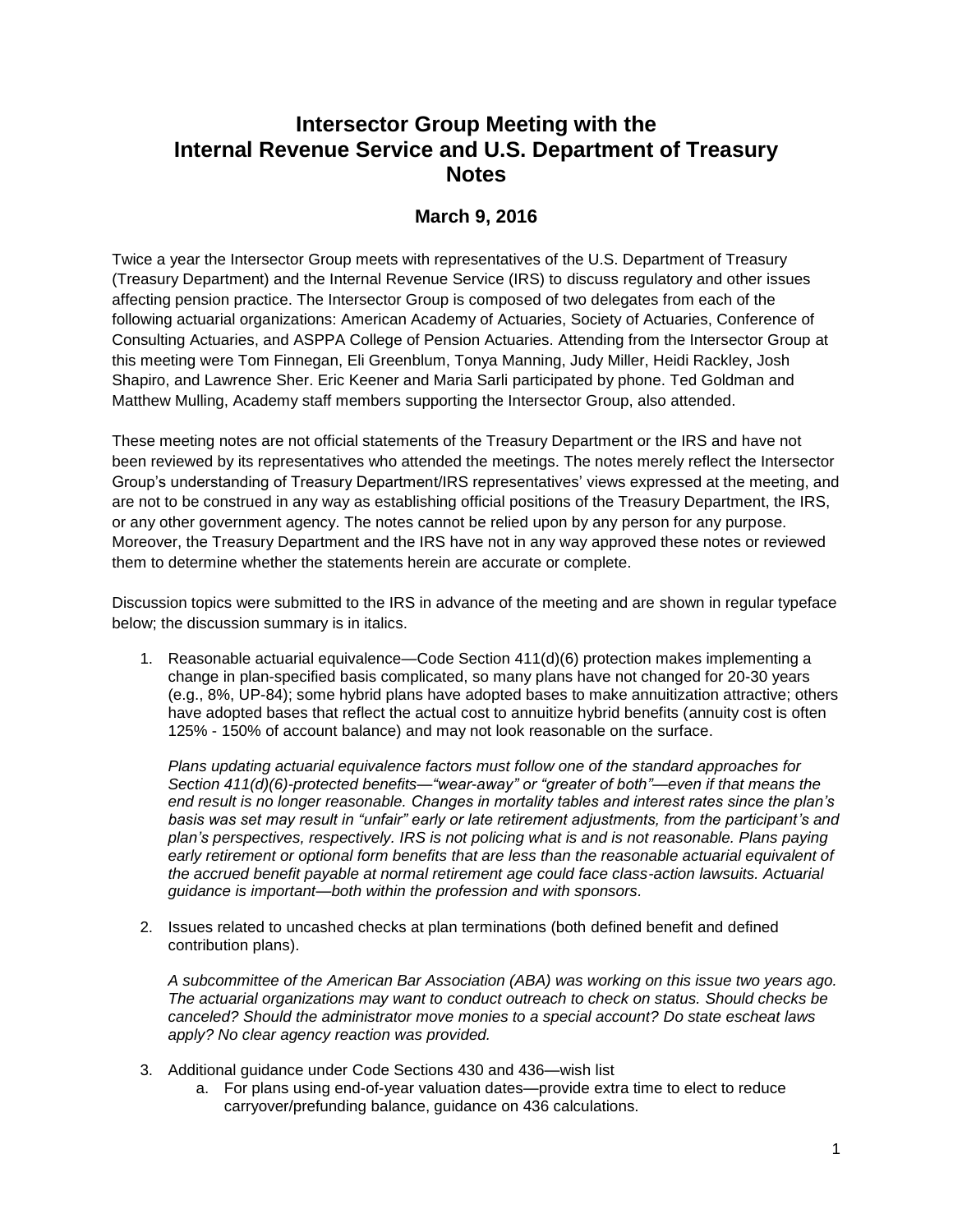# Intersector Group Meeting with the Internal Revenue Service and U.S. Department of Treasury Notes

## March 9, 2016

Twice a year the Intersector Group meets with representatives of the U.S. Department of Treasury (Treasury Department) and the Internal Revenue Service (IRS) to discuss regulatory and other issues affecting pension practice. The Intersector Group is composed of two delegates from each of the following actuarial organizations: American Academy of Actuaries, Society of Actuaries, Conference of Consulting Actuaries, and ASPPA College of Pension Actuaries. Attending from the Intersector Group at this meeting were Tom Finnegan, Eli Greenblum, Tonya Manning, Judy Miller, Heidi Rackley, Josh Shapiro, and Lawrence Sher. Eric Keener and Maria Sarli participated by phone. Ted Goldman and Matthew Mulling, Academy staff members supporting the Intersector Group, also attended.

These meeting notes are not official statements of the Treasury Department or the IRS and have not been reviewed by its representatives who attended the meetings. The notes merely reflect the Intersector Group's understanding of Treasury Department/IRS representatives' views expressed at the meeting, and are not to be construed in any way as establishing official positions of the Treasury Department, the IRS, or any other government agency. The notes cannot be relied upon by any person for any purpose. Moreover, the Treasury Department and the IRS have not in any way approved these notes or reviewed them to determine whether the statements herein are accurate or complete.

Discussion topics were submitted to the IRS in advance of the meeting and are shown in regular typeface below; the discussion summary is in italics.

1. Reasonable actuarial equivalence—Code Section 411(d)(6) protection makes implementing a change in plan-specified basis complicated, so many plans have not changed for 20-30 years (e.g., 8%, UP-84); some hybrid plans have adopted bases to make annuitization attractive; others have adopted bases that reflect the actual cost to annuitize hybrid benefits (annuity cost is often 125% - 150% of account balance) and may not look reasonable on the surface.

   *Plans updating actuarial equivalence factors must follow one of the standard approaches for Section 411(d)(6)-protected benefits—"wear-away" or "greater of both"—even if that means the end result is no longer reasonable. Changes in mortality tables and interest rates since the plan's basis was set may result in "unfair" early or late retirement adjustments, from the participant's and plan's perspectives, respectively. IRS is not policing what is and is not reasonable. Plans paying early retirement or optional form benefits that are less than the reasonable actuarial equivalent of the accrued benefit payable at normal retirement age could face class-action lawsuits. Actuarial guidance is important—both within the profession and with sponsors.*

2. Issues related to uncashed checks at plan terminations (both defined benefit and defined contribution plans).

   *A subcommittee of the American Bar Association (ABA) was working on this issue two years ago. The actuarial organizations may want to conduct outreach to check on status. Should checks be canceled? Should the administrator move monies to a special account? Do state escheat laws apply? No clear agency reaction was provided.*

3. Additional guidance under Code Sections 430 and 436—wish list
   a. For plans using end-of-year valuation dates—provide extra time to elect to reduce carryover/prefunding balance, guidance on 436 calculations.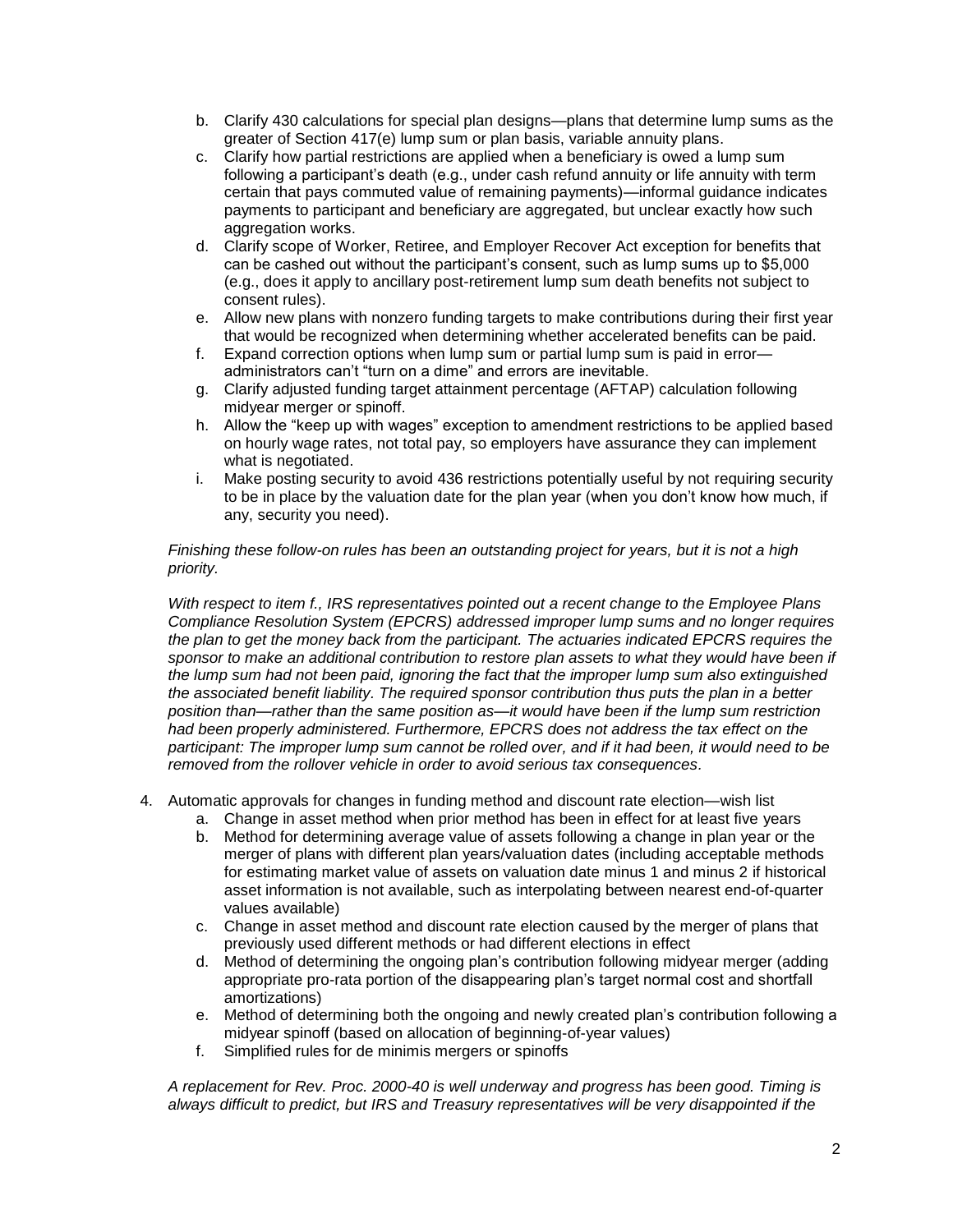b. Clarify 430 calculations for special plan designs—plans that determine lump sums as the greater of Section 417(e) lump sum or plan basis, variable annuity plans.
c. Clarify how partial restrictions are applied when a beneficiary is owed a lump sum following a participant's death (e.g., under cash refund annuity or life annuity with term certain that pays commuted value of remaining payments)—informal guidance indicates payments to participant and beneficiary are aggregated, but unclear exactly how such aggregation works.
d. Clarify scope of Worker, Retiree, and Employer Recover Act exception for benefits that can be cashed out without the participant's consent, such as lump sums up to $5,000 (e.g., does it apply to ancillary post-retirement lump sum death benefits not subject to consent rules).
e. Allow new plans with nonzero funding targets to make contributions during their first year that would be recognized when determining whether accelerated benefits can be paid.
f. Expand correction options when lump sum or partial lump sum is paid in error—administrators can't "turn on a dime" and errors are inevitable.
g. Clarify adjusted funding target attainment percentage (AFTAP) calculation following midyear merger or spinoff.
h. Allow the "keep up with wages" exception to amendment restrictions to be applied based on hourly wage rates, not total pay, so employers have assurance they can implement what is negotiated.
i. Make posting security to avoid 436 restrictions potentially useful by not requiring security to be in place by the valuation date for the plan year (when you don't know how much, if any, security you need).

*Finishing these follow-on rules has been an outstanding project for years, but it is not a high priority.*

*With respect to item f., IRS representatives pointed out a recent change to the Employee Plans Compliance Resolution System (EPCRS) addressed improper lump sums and no longer requires the plan to get the money back from the participant. The actuaries indicated EPCRS requires the sponsor to make an additional contribution to restore plan assets to what they would have been if the lump sum had not been paid, ignoring the fact that the improper lump sum also extinguished the associated benefit liability. The required sponsor contribution thus puts the plan in a better position than—rather than the same position as—it would have been if the lump sum restriction had been properly administered. Furthermore, EPCRS does not address the tax effect on the participant: The improper lump sum cannot be rolled over, and if it had been, it would need to be removed from the rollover vehicle in order to avoid serious tax consequences.*

4. Automatic approvals for changes in funding method and discount rate election—wish list
   a. Change in asset method when prior method has been in effect for at least five years
   b. Method for determining average value of assets following a change in plan year or the merger of plans with different plan years/valuation dates (including acceptable methods for estimating market value of assets on valuation date minus 1 and minus 2 if historical asset information is not available, such as interpolating between nearest end-of-quarter values available)
   c. Change in asset method and discount rate election caused by the merger of plans that previously used different methods or had different elections in effect
   d. Method of determining the ongoing plan's contribution following midyear merger (adding appropriate pro-rata portion of the disappearing plan's target normal cost and shortfall amortizations)
   e. Method of determining both the ongoing and newly created plan's contribution following a midyear spinoff (based on allocation of beginning-of-year values)
   f. Simplified rules for de minimis mergers or spinoffs

*A replacement for Rev. Proc. 2000-40 is well underway and progress has been good. Timing is always difficult to predict, but IRS and Treasury representatives will be very disappointed if the*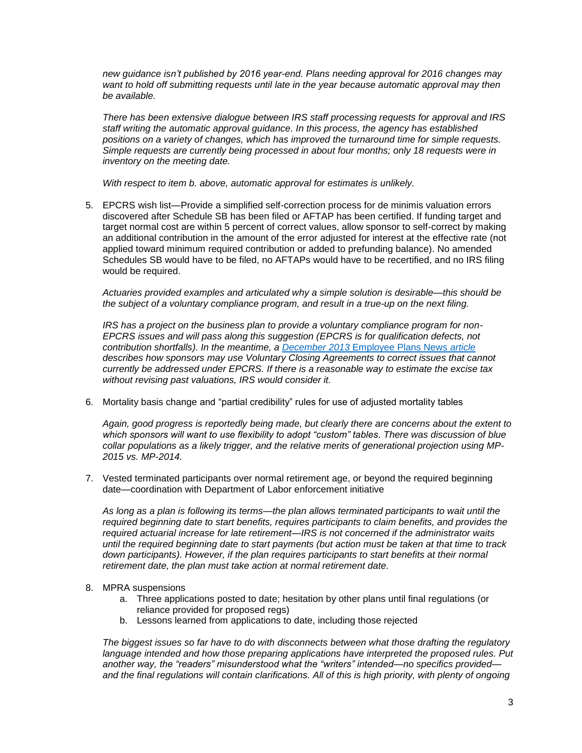*new guidance isn't published by 2016 year-end. Plans needing approval for 2016 changes may want to hold off submitting requests until late in the year because automatic approval may then be available.*

*There has been extensive dialogue between IRS staff processing requests for approval and IRS staff writing the automatic approval guidance. In this process, the agency has established positions on a variety of changes, which has improved the turnaround time for simple requests. Simple requests are currently being processed in about four months; only 18 requests were in inventory on the meeting date.*

*With respect to item b. above, automatic approval for estimates is unlikely.*

5. EPCRS wish list—Provide a simplified self-correction process for de minimis valuation errors discovered after Schedule SB has been filed or AFTAP has been certified. If funding target and target normal cost are within 5 percent of correct values, allow sponsor to self-correct by making an additional contribution in the amount of the error adjusted for interest at the effective rate (not applied toward minimum required contribution or added to prefunding balance). No amended Schedules SB would have to be filed, no AFTAPs would have to be recertified, and no IRS filing would be required.

   *Actuaries provided examples and articulated why a simple solution is desirable—this should be the subject of a voluntary compliance program, and result in a true-up on the next filing.*

   *IRS has a project on the business plan to provide a voluntary compliance program for non-EPCRS issues and will pass along this suggestion (EPCRS is for qualification defects, not contribution shortfalls). In the meantime, a December 2013 Employee Plans News article describes how sponsors may use Voluntary Closing Agreements to correct issues that cannot currently be addressed under EPCRS. If there is a reasonable way to estimate the excise tax without revising past valuations, IRS would consider it.*

6. Mortality basis change and "partial credibility" rules for use of adjusted mortality tables

   *Again, good progress is reportedly being made, but clearly there are concerns about the extent to which sponsors will want to use flexibility to adopt "custom" tables. There was discussion of blue collar populations as a likely trigger, and the relative merits of generational projection using MP-2015 vs. MP-2014.*

7. Vested terminated participants over normal retirement age, or beyond the required beginning date—coordination with Department of Labor enforcement initiative

   *As long as a plan is following its terms—the plan allows terminated participants to wait until the required beginning date to start benefits, requires participants to claim benefits, and provides the required actuarial increase for late retirement—IRS is not concerned if the administrator waits until the required beginning date to start payments (but action must be taken at that time to track down participants). However, if the plan requires participants to start benefits at their normal retirement date, the plan must take action at normal retirement date.*

8. MPRA suspensions
   a. Three applications posted to date; hesitation by other plans until final regulations (or reliance provided for proposed regs)
   b. Lessons learned from applications to date, including those rejected

   *The biggest issues so far have to do with disconnects between what those drafting the regulatory language intended and how those preparing applications have interpreted the proposed rules. Put another way, the "readers" misunderstood what the "writers" intended—no specifics provided—and the final regulations will contain clarifications. All of this is high priority, with plenty of ongoing*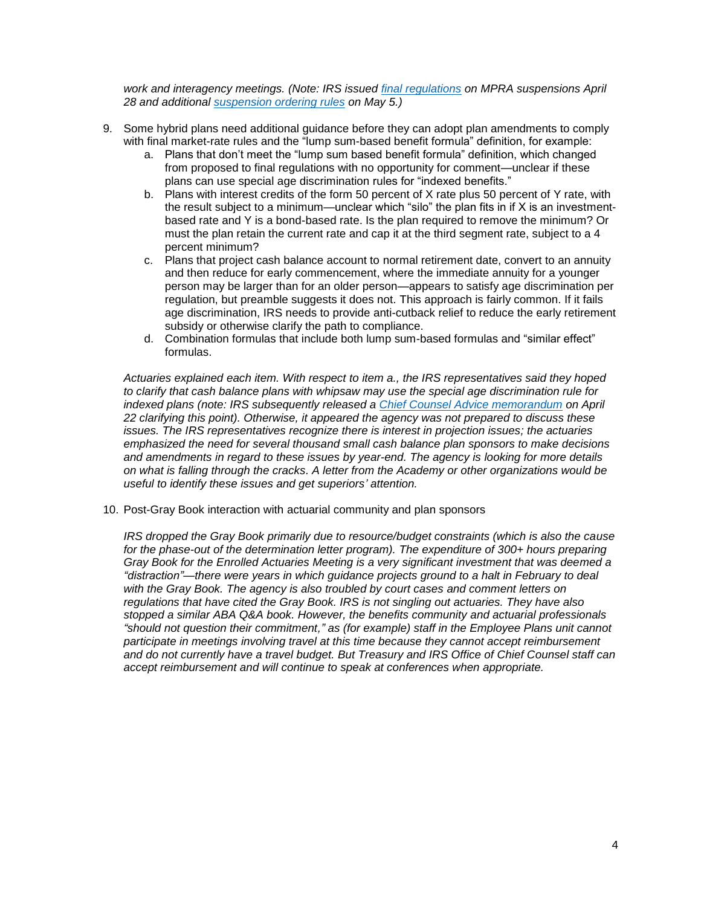*work and interagency meetings. (Note: IRS issued final regulations on MPRA suspensions April 28 and additional suspension ordering rules on May 5.)*

9. Some hybrid plans need additional guidance before they can adopt plan amendments to comply with final market-rate rules and the "lump sum-based benefit formula" definition, for example:
   a. Plans that don't meet the "lump sum based benefit formula" definition, which changed from proposed to final regulations with no opportunity for comment—unclear if these plans can use special age discrimination rules for "indexed benefits."
   b. Plans with interest credits of the form 50 percent of X rate plus 50 percent of Y rate, with the result subject to a minimum—unclear which "silo" the plan fits in if X is an investment-based rate and Y is a bond-based rate. Is the plan required to remove the minimum? Or must the plan retain the current rate and cap it at the third segment rate, subject to a 4 percent minimum?
   c. Plans that project cash balance account to normal retirement date, convert to an annuity and then reduce for early commencement, where the immediate annuity for a younger person may be larger than for an older person—appears to satisfy age discrimination per regulation, but preamble suggests it does not. This approach is fairly common. If it fails age discrimination, IRS needs to provide anti-cutback relief to reduce the early retirement subsidy or otherwise clarify the path to compliance.
   d. Combination formulas that include both lump sum-based formulas and "similar effect" formulas.

   *Actuaries explained each item. With respect to item a., the IRS representatives said they hoped to clarify that cash balance plans with whipsaw may use the special age discrimination rule for indexed plans (note: IRS subsequently released a Chief Counsel Advice memorandum on April 22 clarifying this point). Otherwise, it appeared the agency was not prepared to discuss these issues. The IRS representatives recognize there is interest in projection issues; the actuaries emphasized the need for several thousand small cash balance plan sponsors to make decisions and amendments in regard to these issues by year-end. The agency is looking for more details on what is falling through the cracks. A letter from the Academy or other organizations would be useful to identify these issues and get superiors' attention.*

10. Post-Gray Book interaction with actuarial community and plan sponsors

    *IRS dropped the Gray Book primarily due to resource/budget constraints (which is also the cause for the phase-out of the determination letter program). The expenditure of 300+ hours preparing Gray Book for the Enrolled Actuaries Meeting is a very significant investment that was deemed a "distraction"—there were years in which guidance projects ground to a halt in February to deal with the Gray Book. The agency is also troubled by court cases and comment letters on regulations that have cited the Gray Book. IRS is not singling out actuaries. They have also stopped a similar ABA Q&A book. However, the benefits community and actuarial professionals "should not question their commitment," as (for example) staff in the Employee Plans unit cannot participate in meetings involving travel at this time because they cannot accept reimbursement and do not currently have a travel budget. But Treasury and IRS Office of Chief Counsel staff can accept reimbursement and will continue to speak at conferences when appropriate.*